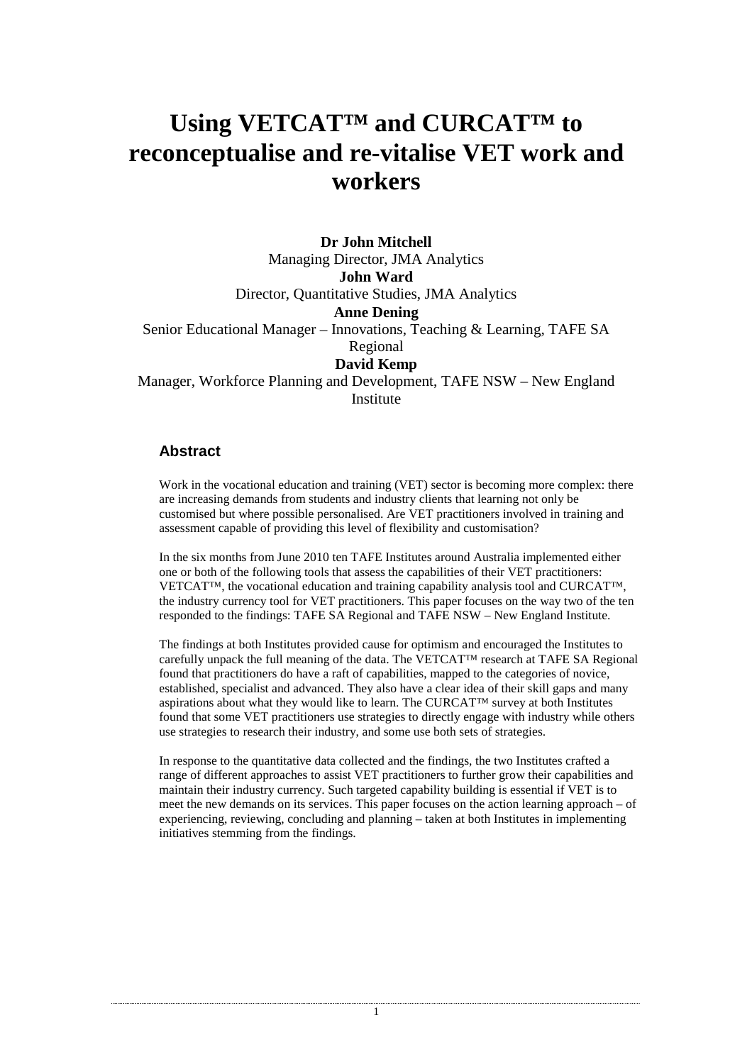# Using VETCAT™ and CURCAT™ to reconceptualise and re-vitalise VET work and workers

**Dr John Mitchell**
Managing Director, JMA Analytics
**John Ward**
Director, Quantitative Studies, JMA Analytics
**Anne Dening**
Senior Educational Manager – Innovations, Teaching & Learning, TAFE SA Regional
**David Kemp**
Manager, Workforce Planning and Development, TAFE NSW – New England Institute

## Abstract

Work in the vocational education and training (VET) sector is becoming more complex: there are increasing demands from students and industry clients that learning not only be customised but where possible personalised. Are VET practitioners involved in training and assessment capable of providing this level of flexibility and customisation?

In the six months from June 2010 ten TAFE Institutes around Australia implemented either one or both of the following tools that assess the capabilities of their VET practitioners: VETCAT™, the vocational education and training capability analysis tool and CURCAT™, the industry currency tool for VET practitioners. This paper focuses on the way two of the ten responded to the findings: TAFE SA Regional and TAFE NSW – New England Institute.

The findings at both Institutes provided cause for optimism and encouraged the Institutes to carefully unpack the full meaning of the data. The VETCAT™ research at TAFE SA Regional found that practitioners do have a raft of capabilities, mapped to the categories of novice, established, specialist and advanced. They also have a clear idea of their skill gaps and many aspirations about what they would like to learn. The CURCAT™ survey at both Institutes found that some VET practitioners use strategies to directly engage with industry while others use strategies to research their industry, and some use both sets of strategies.

In response to the quantitative data collected and the findings, the two Institutes crafted a range of different approaches to assist VET practitioners to further grow their capabilities and maintain their industry currency. Such targeted capability building is essential if VET is to meet the new demands on its services. This paper focuses on the action learning approach – of experiencing, reviewing, concluding and planning – taken at both Institutes in implementing initiatives stemming from the findings.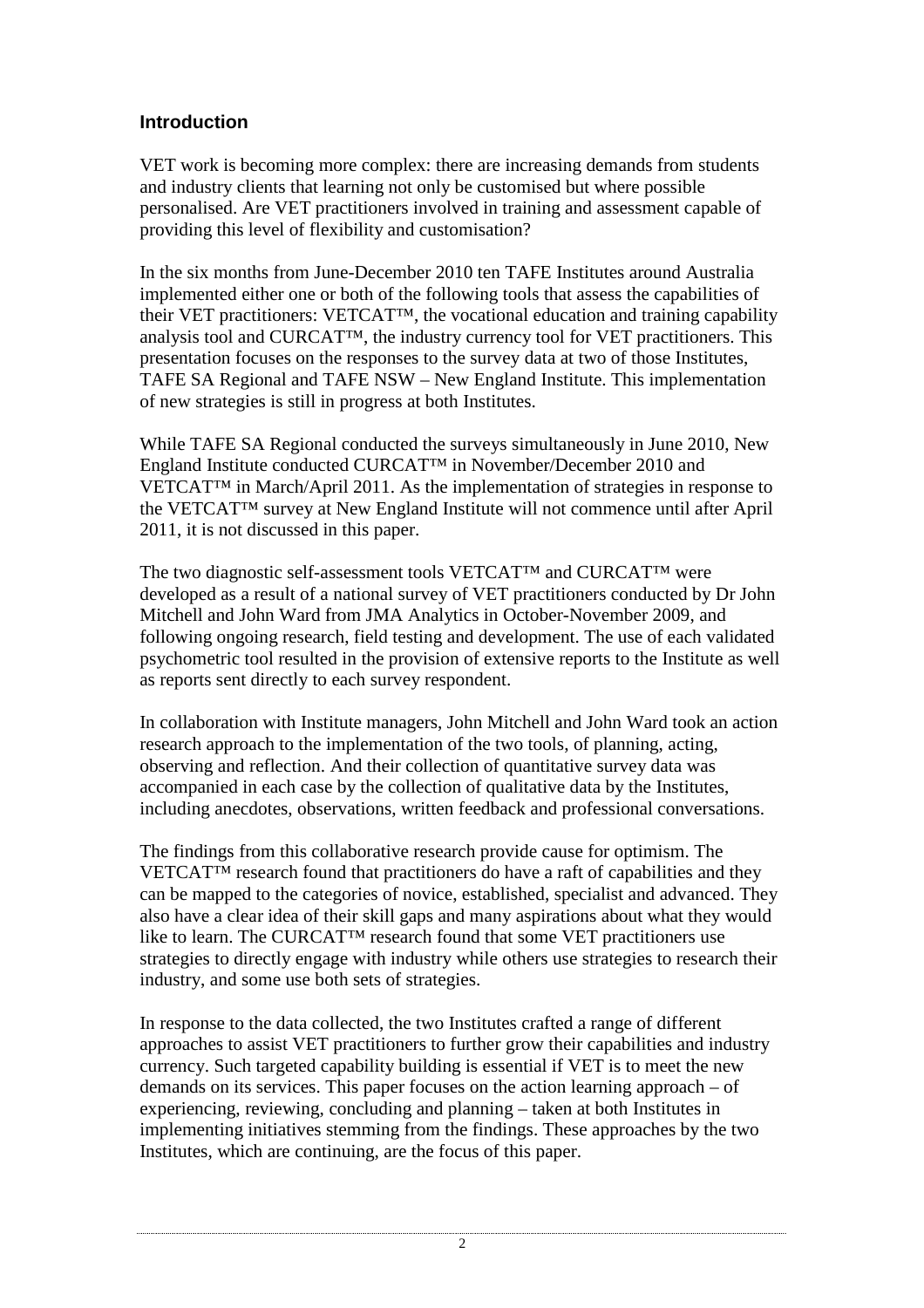## Introduction

VET work is becoming more complex: there are increasing demands from students and industry clients that learning not only be customised but where possible personalised. Are VET practitioners involved in training and assessment capable of providing this level of flexibility and customisation?

In the six months from June-December 2010 ten TAFE Institutes around Australia implemented either one or both of the following tools that assess the capabilities of their VET practitioners: VETCAT™, the vocational education and training capability analysis tool and CURCAT™, the industry currency tool for VET practitioners. This presentation focuses on the responses to the survey data at two of those Institutes, TAFE SA Regional and TAFE NSW – New England Institute. This implementation of new strategies is still in progress at both Institutes.

While TAFE SA Regional conducted the surveys simultaneously in June 2010, New England Institute conducted CURCAT™ in November/December 2010 and VETCAT™ in March/April 2011. As the implementation of strategies in response to the VETCAT™ survey at New England Institute will not commence until after April 2011, it is not discussed in this paper.

The two diagnostic self-assessment tools VETCAT™ and CURCAT™ were developed as a result of a national survey of VET practitioners conducted by Dr John Mitchell and John Ward from JMA Analytics in October-November 2009, and following ongoing research, field testing and development. The use of each validated psychometric tool resulted in the provision of extensive reports to the Institute as well as reports sent directly to each survey respondent.

In collaboration with Institute managers, John Mitchell and John Ward took an action research approach to the implementation of the two tools, of planning, acting, observing and reflection. And their collection of quantitative survey data was accompanied in each case by the collection of qualitative data by the Institutes, including anecdotes, observations, written feedback and professional conversations.

The findings from this collaborative research provide cause for optimism. The VETCAT™ research found that practitioners do have a raft of capabilities and they can be mapped to the categories of novice, established, specialist and advanced. They also have a clear idea of their skill gaps and many aspirations about what they would like to learn. The CURCAT™ research found that some VET practitioners use strategies to directly engage with industry while others use strategies to research their industry, and some use both sets of strategies.

In response to the data collected, the two Institutes crafted a range of different approaches to assist VET practitioners to further grow their capabilities and industry currency. Such targeted capability building is essential if VET is to meet the new demands on its services. This paper focuses on the action learning approach – of experiencing, reviewing, concluding and planning – taken at both Institutes in implementing initiatives stemming from the findings. These approaches by the two Institutes, which are continuing, are the focus of this paper.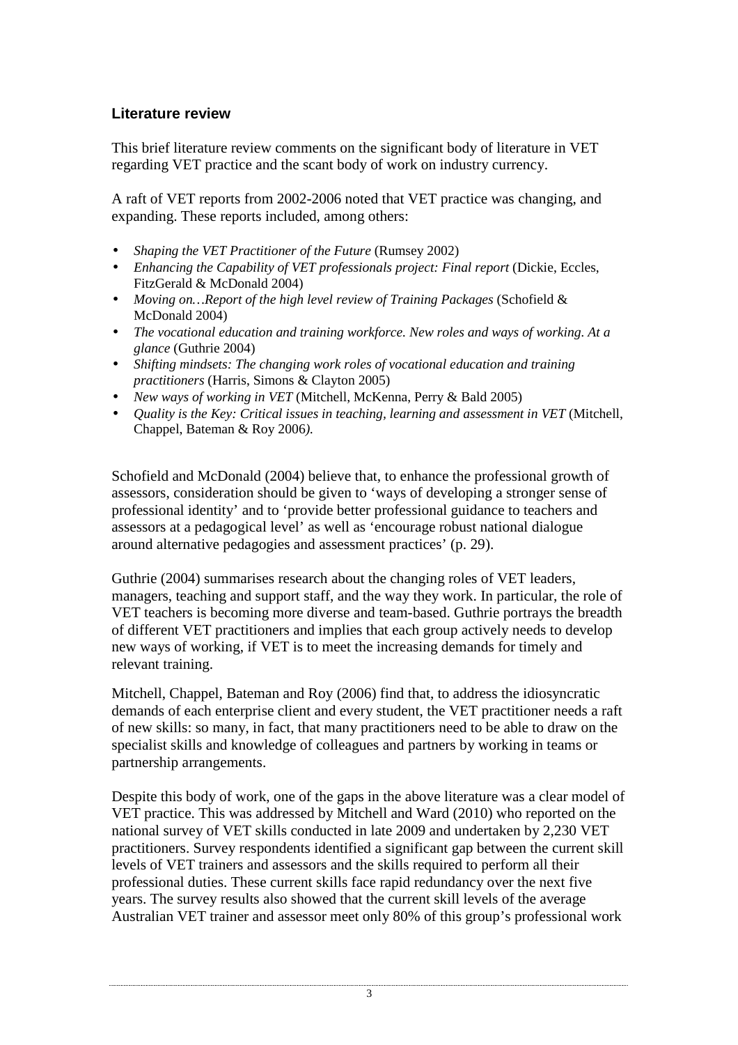## Literature review

This brief literature review comments on the significant body of literature in VET regarding VET practice and the scant body of work on industry currency.

A raft of VET reports from 2002-2006 noted that VET practice was changing, and expanding. These reports included, among others:

- *Shaping the VET Practitioner of the Future* (Rumsey 2002)
- *Enhancing the Capability of VET professionals project: Final report* (Dickie, Eccles, FitzGerald & McDonald 2004)
- *Moving on…Report of the high level review of Training Packages* (Schofield & McDonald 2004)
- *The vocational education and training workforce. New roles and ways of working. At a glance* (Guthrie 2004)
- *Shifting mindsets: The changing work roles of vocational education and training practitioners* (Harris, Simons & Clayton 2005)
- *New ways of working in VET* (Mitchell, McKenna, Perry & Bald 2005)
- *Quality is the Key: Critical issues in teaching, learning and assessment in VET* (Mitchell, Chappel, Bateman & Roy 2006*).*

Schofield and McDonald (2004) believe that, to enhance the professional growth of assessors, consideration should be given to 'ways of developing a stronger sense of professional identity' and to 'provide better professional guidance to teachers and assessors at a pedagogical level' as well as 'encourage robust national dialogue around alternative pedagogies and assessment practices' (p. 29).

Guthrie (2004) summarises research about the changing roles of VET leaders, managers, teaching and support staff, and the way they work. In particular, the role of VET teachers is becoming more diverse and team-based. Guthrie portrays the breadth of different VET practitioners and implies that each group actively needs to develop new ways of working, if VET is to meet the increasing demands for timely and relevant training.

Mitchell, Chappel, Bateman and Roy (2006) find that, to address the idiosyncratic demands of each enterprise client and every student, the VET practitioner needs a raft of new skills: so many, in fact, that many practitioners need to be able to draw on the specialist skills and knowledge of colleagues and partners by working in teams or partnership arrangements.

Despite this body of work, one of the gaps in the above literature was a clear model of VET practice. This was addressed by Mitchell and Ward (2010) who reported on the national survey of VET skills conducted in late 2009 and undertaken by 2,230 VET practitioners. Survey respondents identified a significant gap between the current skill levels of VET trainers and assessors and the skills required to perform all their professional duties. These current skills face rapid redundancy over the next five years. The survey results also showed that the current skill levels of the average Australian VET trainer and assessor meet only 80% of this group's professional work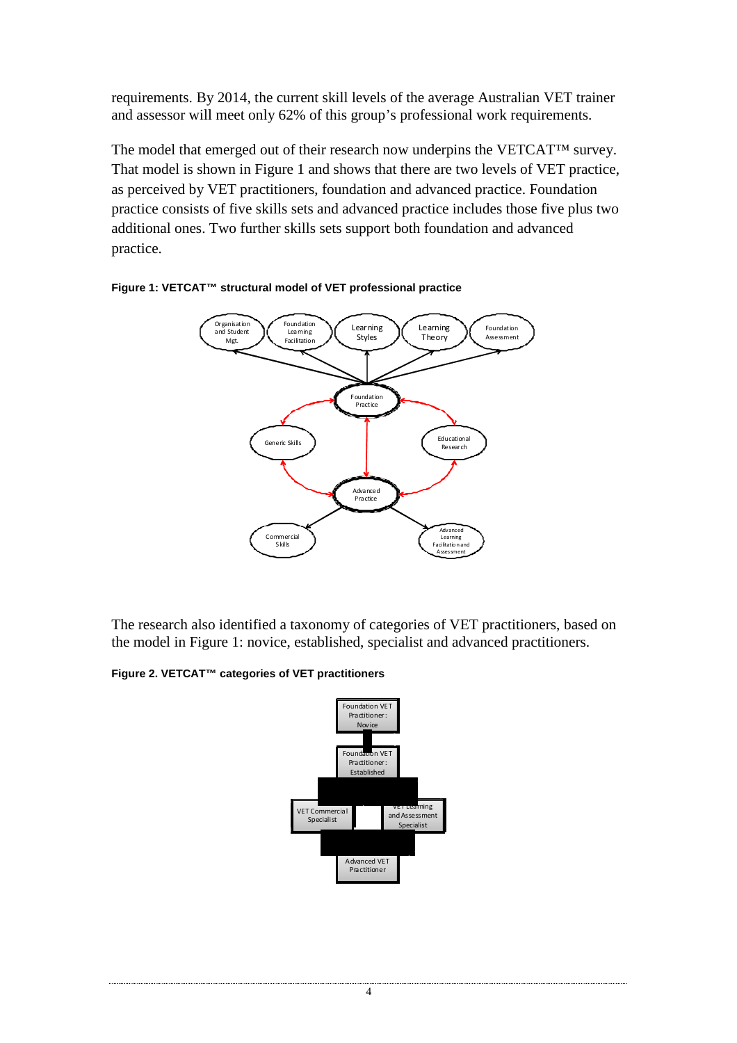requirements. By 2014, the current skill levels of the average Australian VET trainer and assessor will meet only 62% of this group's professional work requirements.

The model that emerged out of their research now underpins the VETCAT™ survey. That model is shown in Figure 1 and shows that there are two levels of VET practice, as perceived by VET practitioners, foundation and advanced practice. Foundation practice consists of five skills sets and advanced practice includes those five plus two additional ones. Two further skills sets support both foundation and advanced practice.

**Figure 1: VETCAT™ structural model of VET professional practice**

The research also identified a taxonomy of categories of VET practitioners, based on the model in Figure 1: novice, established, specialist and advanced practitioners.

**Figure 2. VETCAT™ categories of VET practitioners**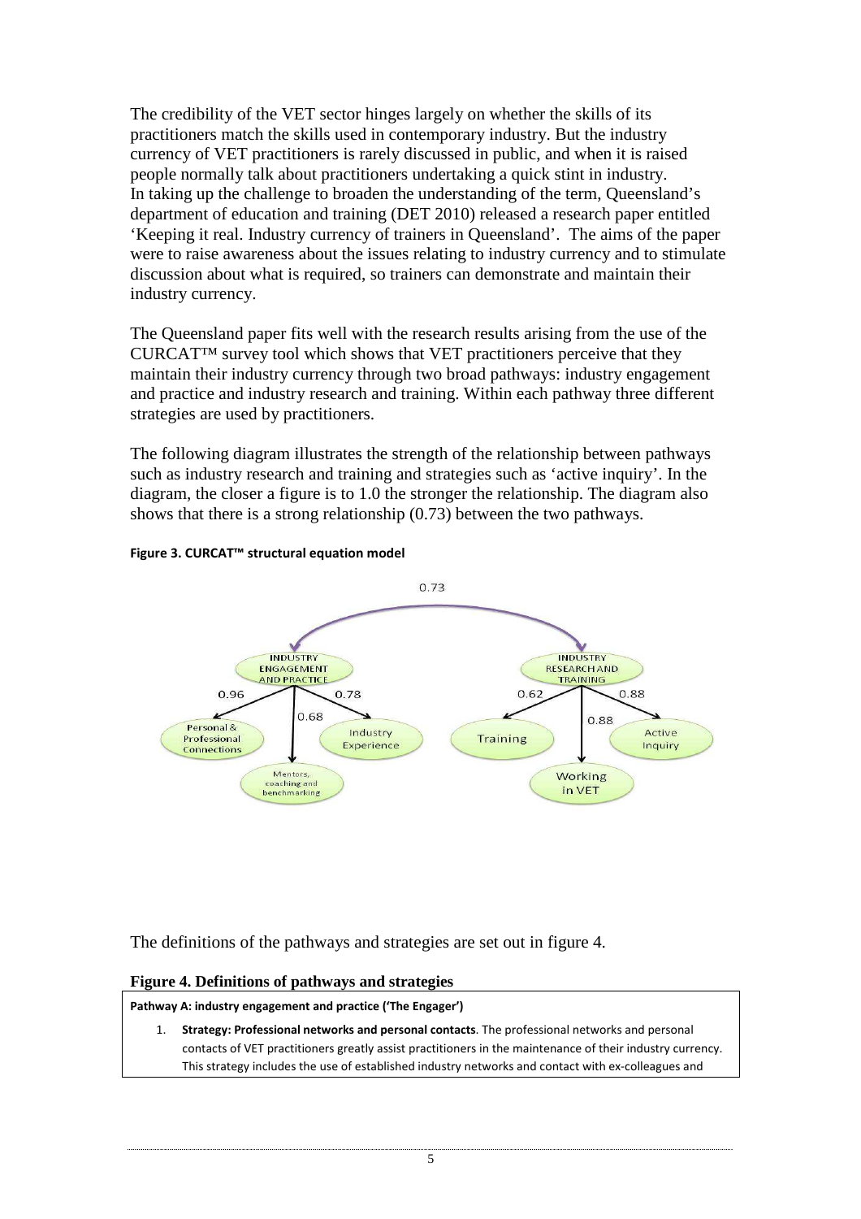The credibility of the VET sector hinges largely on whether the skills of its practitioners match the skills used in contemporary industry. But the industry currency of VET practitioners is rarely discussed in public, and when it is raised people normally talk about practitioners undertaking a quick stint in industry. In taking up the challenge to broaden the understanding of the term, Queensland's department of education and training (DET 2010) released a research paper entitled 'Keeping it real. Industry currency of trainers in Queensland'. The aims of the paper were to raise awareness about the issues relating to industry currency and to stimulate discussion about what is required, so trainers can demonstrate and maintain their industry currency.

The Queensland paper fits well with the research results arising from the use of the CURCAT™ survey tool which shows that VET practitioners perceive that they maintain their industry currency through two broad pathways: industry engagement and practice and industry research and training. Within each pathway three different strategies are used by practitioners.

The following diagram illustrates the strength of the relationship between pathways such as industry research and training and strategies such as 'active inquiry'. In the diagram, the closer a figure is to 1.0 the stronger the relationship. The diagram also shows that there is a strong relationship (0.73) between the two pathways.

**Figure 3. CURCAT™ structural equation model**

The definitions of the pathways and strategies are set out in figure 4.

**Figure 4. Definitions of pathways and strategies**

**Pathway A: industry engagement and practice ('The Engager')**

1. **Strategy: Professional networks and personal contacts**. The professional networks and personal contacts of VET practitioners greatly assist practitioners in the maintenance of their industry currency. This strategy includes the use of established industry networks and contact with ex-colleagues and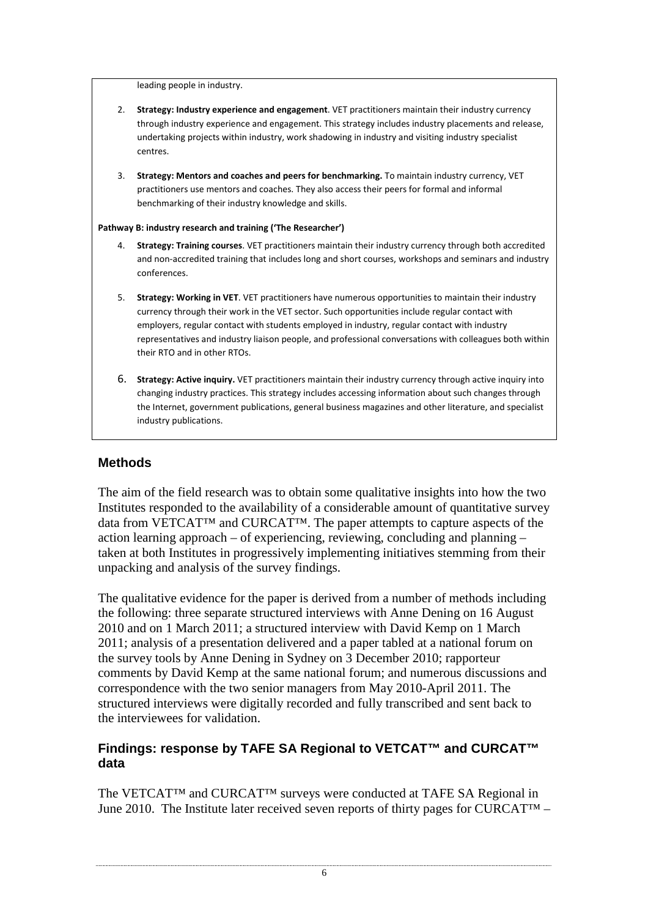leading people in industry.

2. **Strategy: Industry experience and engagement**. VET practitioners maintain their industry currency through industry experience and engagement. This strategy includes industry placements and release, undertaking projects within industry, work shadowing in industry and visiting industry specialist centres.

3. **Strategy: Mentors and coaches and peers for benchmarking.** To maintain industry currency, VET practitioners use mentors and coaches. They also access their peers for formal and informal benchmarking of their industry knowledge and skills.

**Pathway B: industry research and training ('The Researcher')**

4. **Strategy: Training courses**. VET practitioners maintain their industry currency through both accredited and non-accredited training that includes long and short courses, workshops and seminars and industry conferences.

5. **Strategy: Working in VET**. VET practitioners have numerous opportunities to maintain their industry currency through their work in the VET sector. Such opportunities include regular contact with employers, regular contact with students employed in industry, regular contact with industry representatives and industry liaison people, and professional conversations with colleagues both within their RTO and in other RTOs.

6. **Strategy: Active inquiry.** VET practitioners maintain their industry currency through active inquiry into changing industry practices. This strategy includes accessing information about such changes through the Internet, government publications, general business magazines and other literature, and specialist industry publications.

## Methods

The aim of the field research was to obtain some qualitative insights into how the two Institutes responded to the availability of a considerable amount of quantitative survey data from VETCAT™ and CURCAT™. The paper attempts to capture aspects of the action learning approach – of experiencing, reviewing, concluding and planning – taken at both Institutes in progressively implementing initiatives stemming from their unpacking and analysis of the survey findings.

The qualitative evidence for the paper is derived from a number of methods including the following: three separate structured interviews with Anne Dening on 16 August 2010 and on 1 March 2011; a structured interview with David Kemp on 1 March 2011; analysis of a presentation delivered and a paper tabled at a national forum on the survey tools by Anne Dening in Sydney on 3 December 2010; rapporteur comments by David Kemp at the same national forum; and numerous discussions and correspondence with the two senior managers from May 2010-April 2011. The structured interviews were digitally recorded and fully transcribed and sent back to the interviewees for validation.

### Findings: response by TAFE SA Regional to VETCAT™ and CURCAT™ data

The VETCAT™ and CURCAT™ surveys were conducted at TAFE SA Regional in June 2010. The Institute later received seven reports of thirty pages for CURCAT™ –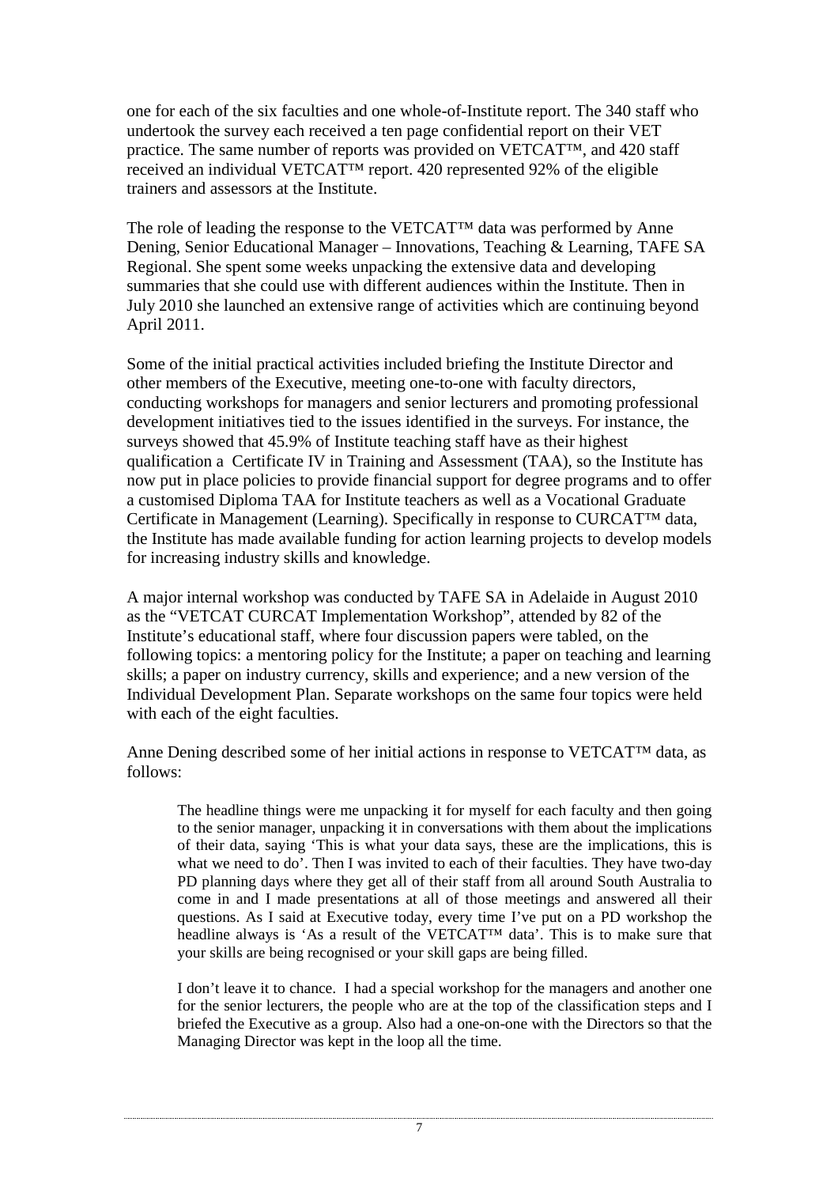one for each of the six faculties and one whole-of-Institute report. The 340 staff who undertook the survey each received a ten page confidential report on their VET practice. The same number of reports was provided on VETCAT™, and 420 staff received an individual VETCAT™ report. 420 represented 92% of the eligible trainers and assessors at the Institute.

The role of leading the response to the VETCAT™ data was performed by Anne Dening, Senior Educational Manager – Innovations, Teaching & Learning, TAFE SA Regional. She spent some weeks unpacking the extensive data and developing summaries that she could use with different audiences within the Institute. Then in July 2010 she launched an extensive range of activities which are continuing beyond April 2011.

Some of the initial practical activities included briefing the Institute Director and other members of the Executive, meeting one-to-one with faculty directors, conducting workshops for managers and senior lecturers and promoting professional development initiatives tied to the issues identified in the surveys. For instance, the surveys showed that 45.9% of Institute teaching staff have as their highest qualification a Certificate IV in Training and Assessment (TAA), so the Institute has now put in place policies to provide financial support for degree programs and to offer a customised Diploma TAA for Institute teachers as well as a Vocational Graduate Certificate in Management (Learning). Specifically in response to CURCAT™ data, the Institute has made available funding for action learning projects to develop models for increasing industry skills and knowledge.

A major internal workshop was conducted by TAFE SA in Adelaide in August 2010 as the "VETCAT CURCAT Implementation Workshop", attended by 82 of the Institute's educational staff, where four discussion papers were tabled, on the following topics: a mentoring policy for the Institute; a paper on teaching and learning skills; a paper on industry currency, skills and experience; and a new version of the Individual Development Plan. Separate workshops on the same four topics were held with each of the eight faculties.

Anne Dening described some of her initial actions in response to VETCAT™ data, as follows:

> The headline things were me unpacking it for myself for each faculty and then going to the senior manager, unpacking it in conversations with them about the implications of their data, saying 'This is what your data says, these are the implications, this is what we need to do'. Then I was invited to each of their faculties. They have two-day PD planning days where they get all of their staff from all around South Australia to come in and I made presentations at all of those meetings and answered all their questions. As I said at Executive today, every time I've put on a PD workshop the headline always is 'As a result of the VETCAT™ data'. This is to make sure that your skills are being recognised or your skill gaps are being filled.
>
> I don't leave it to chance. I had a special workshop for the managers and another one for the senior lecturers, the people who are at the top of the classification steps and I briefed the Executive as a group. Also had a one-on-one with the Directors so that the Managing Director was kept in the loop all the time.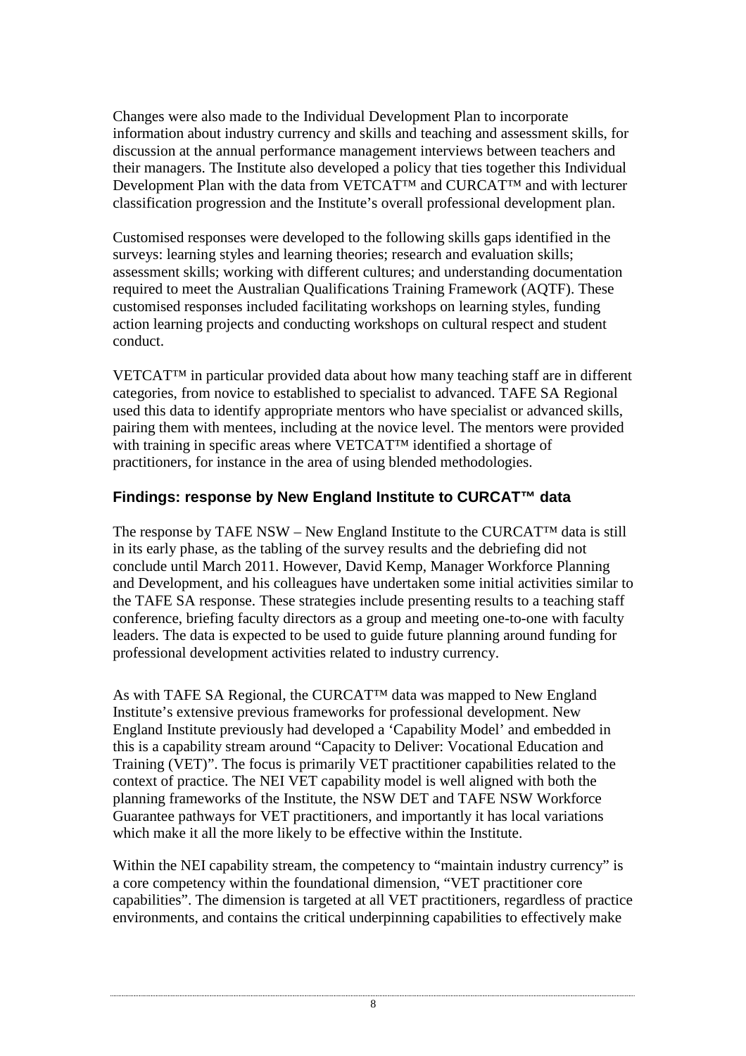Changes were also made to the Individual Development Plan to incorporate information about industry currency and skills and teaching and assessment skills, for discussion at the annual performance management interviews between teachers and their managers. The Institute also developed a policy that ties together this Individual Development Plan with the data from VETCAT™ and CURCAT™ and with lecturer classification progression and the Institute's overall professional development plan.

Customised responses were developed to the following skills gaps identified in the surveys: learning styles and learning theories; research and evaluation skills; assessment skills; working with different cultures; and understanding documentation required to meet the Australian Qualifications Training Framework (AQTF). These customised responses included facilitating workshops on learning styles, funding action learning projects and conducting workshops on cultural respect and student conduct.

VETCAT™ in particular provided data about how many teaching staff are in different categories, from novice to established to specialist to advanced. TAFE SA Regional used this data to identify appropriate mentors who have specialist or advanced skills, pairing them with mentees, including at the novice level. The mentors were provided with training in specific areas where VETCAT™ identified a shortage of practitioners, for instance in the area of using blended methodologies.

### Findings: response by New England Institute to CURCAT™ data

The response by TAFE NSW – New England Institute to the CURCAT™ data is still in its early phase, as the tabling of the survey results and the debriefing did not conclude until March 2011. However, David Kemp, Manager Workforce Planning and Development, and his colleagues have undertaken some initial activities similar to the TAFE SA response. These strategies include presenting results to a teaching staff conference, briefing faculty directors as a group and meeting one-to-one with faculty leaders. The data is expected to be used to guide future planning around funding for professional development activities related to industry currency.

As with TAFE SA Regional, the CURCAT™ data was mapped to New England Institute's extensive previous frameworks for professional development. New England Institute previously had developed a 'Capability Model' and embedded in this is a capability stream around "Capacity to Deliver: Vocational Education and Training (VET)". The focus is primarily VET practitioner capabilities related to the context of practice. The NEI VET capability model is well aligned with both the planning frameworks of the Institute, the NSW DET and TAFE NSW Workforce Guarantee pathways for VET practitioners, and importantly it has local variations which make it all the more likely to be effective within the Institute.

Within the NEI capability stream, the competency to "maintain industry currency" is a core competency within the foundational dimension, "VET practitioner core capabilities". The dimension is targeted at all VET practitioners, regardless of practice environments, and contains the critical underpinning capabilities to effectively make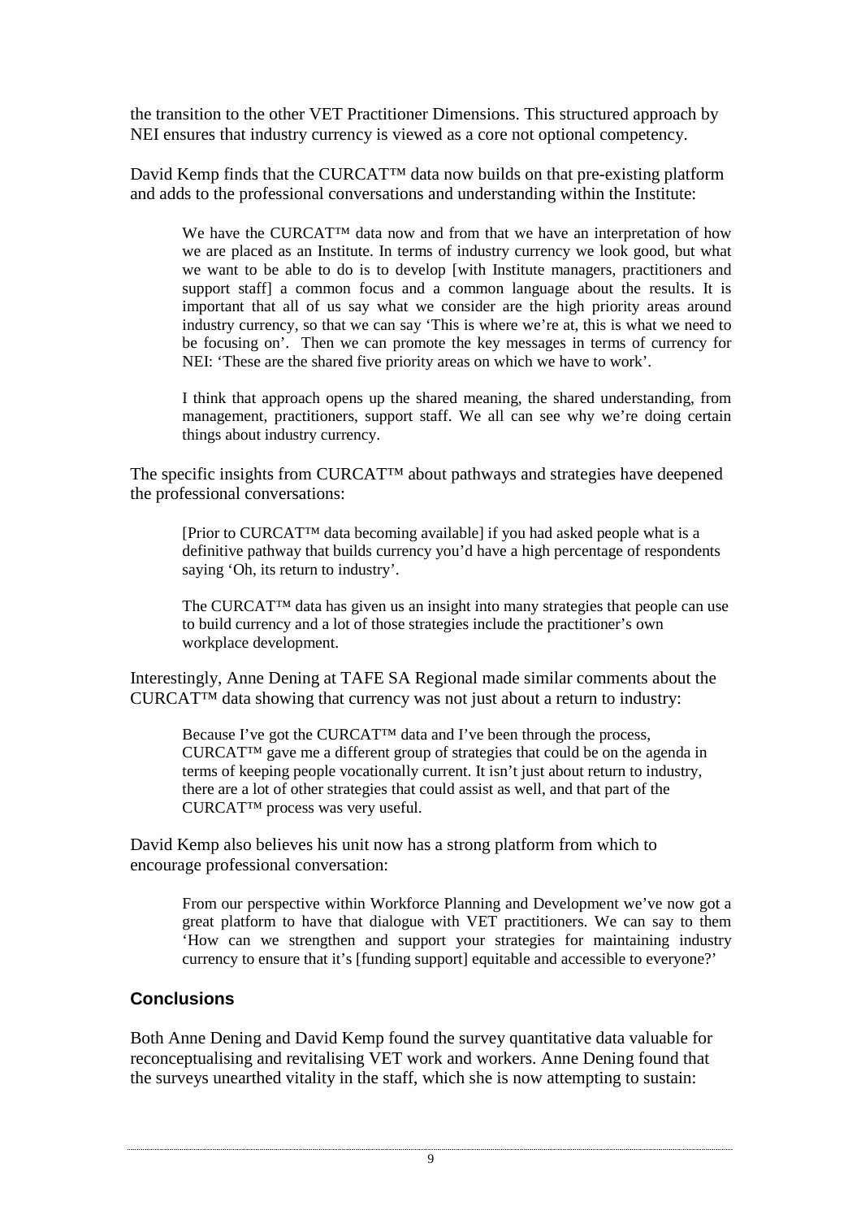the transition to the other VET Practitioner Dimensions. This structured approach by NEI ensures that industry currency is viewed as a core not optional competency.

David Kemp finds that the CURCAT™ data now builds on that pre-existing platform and adds to the professional conversations and understanding within the Institute:

> We have the CURCAT™ data now and from that we have an interpretation of how we are placed as an Institute. In terms of industry currency we look good, but what we want to be able to do is to develop [with Institute managers, practitioners and support staff] a common focus and a common language about the results. It is important that all of us say what we consider are the high priority areas around industry currency, so that we can say 'This is where we're at, this is what we need to be focusing on'. Then we can promote the key messages in terms of currency for NEI: 'These are the shared five priority areas on which we have to work'.
>
> I think that approach opens up the shared meaning, the shared understanding, from management, practitioners, support staff. We all can see why we're doing certain things about industry currency.

The specific insights from CURCAT™ about pathways and strategies have deepened the professional conversations:

> [Prior to CURCAT™ data becoming available] if you had asked people what is a definitive pathway that builds currency you'd have a high percentage of respondents saying 'Oh, its return to industry'.
>
> The CURCAT™ data has given us an insight into many strategies that people can use to build currency and a lot of those strategies include the practitioner's own workplace development.

Interestingly, Anne Dening at TAFE SA Regional made similar comments about the CURCAT™ data showing that currency was not just about a return to industry:

> Because I've got the CURCAT™ data and I've been through the process, CURCAT™ gave me a different group of strategies that could be on the agenda in terms of keeping people vocationally current. It isn't just about return to industry, there are a lot of other strategies that could assist as well, and that part of the CURCAT™ process was very useful.

David Kemp also believes his unit now has a strong platform from which to encourage professional conversation:

> From our perspective within Workforce Planning and Development we've now got a great platform to have that dialogue with VET practitioners. We can say to them 'How can we strengthen and support your strategies for maintaining industry currency to ensure that it's [funding support] equitable and accessible to everyone?'

### Conclusions

Both Anne Dening and David Kemp found the survey quantitative data valuable for reconceptualising and revitalising VET work and workers. Anne Dening found that the surveys unearthed vitality in the staff, which she is now attempting to sustain: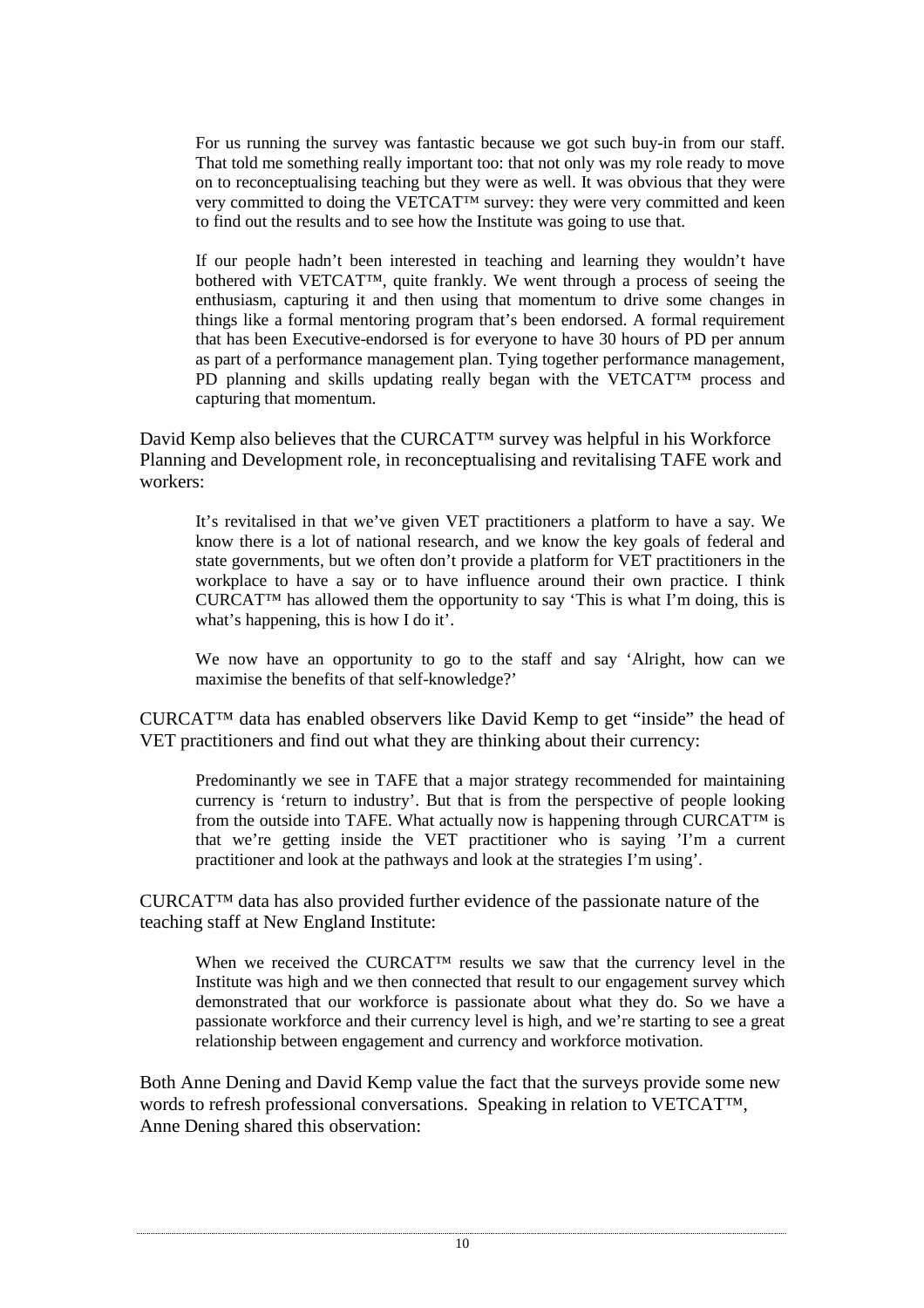> For us running the survey was fantastic because we got such buy-in from our staff. That told me something really important too: that not only was my role ready to move on to reconceptualising teaching but they were as well. It was obvious that they were very committed to doing the VETCAT™ survey: they were very committed and keen to find out the results and to see how the Institute was going to use that.
>
> If our people hadn't been interested in teaching and learning they wouldn't have bothered with VETCAT™, quite frankly. We went through a process of seeing the enthusiasm, capturing it and then using that momentum to drive some changes in things like a formal mentoring program that's been endorsed. A formal requirement that has been Executive-endorsed is for everyone to have 30 hours of PD per annum as part of a performance management plan. Tying together performance management, PD planning and skills updating really began with the VETCAT™ process and capturing that momentum.

David Kemp also believes that the CURCAT™ survey was helpful in his Workforce Planning and Development role, in reconceptualising and revitalising TAFE work and workers:

> It's revitalised in that we've given VET practitioners a platform to have a say. We know there is a lot of national research, and we know the key goals of federal and state governments, but we often don't provide a platform for VET practitioners in the workplace to have a say or to have influence around their own practice. I think CURCAT™ has allowed them the opportunity to say 'This is what I'm doing, this is what's happening, this is how I do it'.
>
> We now have an opportunity to go to the staff and say 'Alright, how can we maximise the benefits of that self-knowledge?'

CURCAT™ data has enabled observers like David Kemp to get "inside" the head of VET practitioners and find out what they are thinking about their currency:

> Predominantly we see in TAFE that a major strategy recommended for maintaining currency is 'return to industry'. But that is from the perspective of people looking from the outside into TAFE. What actually now is happening through CURCAT™ is that we're getting inside the VET practitioner who is saying 'I'm a current practitioner and look at the pathways and look at the strategies I'm using'.

CURCAT™ data has also provided further evidence of the passionate nature of the teaching staff at New England Institute:

> When we received the CURCAT™ results we saw that the currency level in the Institute was high and we then connected that result to our engagement survey which demonstrated that our workforce is passionate about what they do. So we have a passionate workforce and their currency level is high, and we're starting to see a great relationship between engagement and currency and workforce motivation.

Both Anne Dening and David Kemp value the fact that the surveys provide some new words to refresh professional conversations. Speaking in relation to VETCAT™, Anne Dening shared this observation: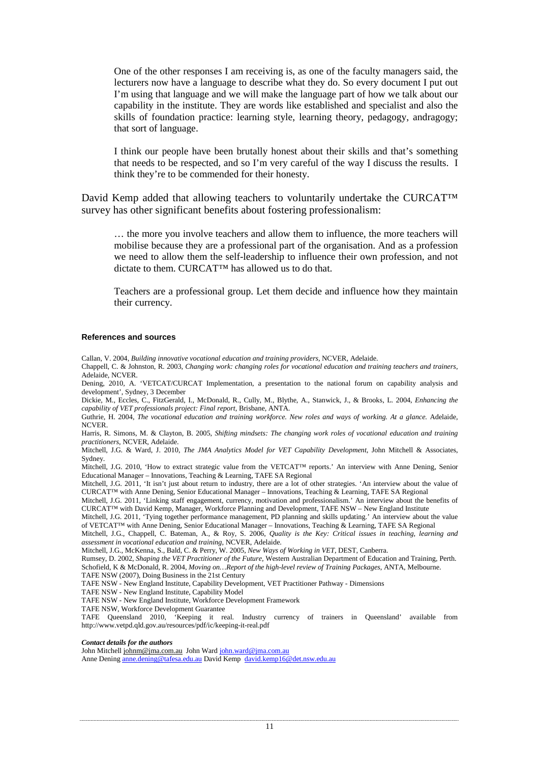> One of the other responses I am receiving is, as one of the faculty managers said, the lecturers now have a language to describe what they do. So every document I put out I'm using that language and we will make the language part of how we talk about our capability in the institute. They are words like established and specialist and also the skills of foundation practice: learning style, learning theory, pedagogy, andragogy; that sort of language.
>
> I think our people have been brutally honest about their skills and that's something that needs to be respected, and so I'm very careful of the way I discuss the results. I think they're to be commended for their honesty.

David Kemp added that allowing teachers to voluntarily undertake the CURCAT™ survey has other significant benefits about fostering professionalism:

> … the more you involve teachers and allow them to influence, the more teachers will mobilise because they are a professional part of the organisation. And as a profession we need to allow them the self-leadership to influence their own profession, and not dictate to them. CURCAT™ has allowed us to do that.
>
> Teachers are a professional group. Let them decide and influence how they maintain their currency.

#### References and sources

Callan, V. 2004, *Building innovative vocational education and training providers*, NCVER, Adelaide.

Chappell, C. & Johnston, R. 2003, *Changing work: changing roles for vocational education and training teachers and trainers*, Adelaide, NCVER.

Dening, 2010, A. 'VETCAT/CURCAT Implementation, a presentation to the national forum on capability analysis and development', Sydney, 3 December

Dickie, M., Eccles, C., FitzGerald, I., McDonald, R., Cully, M., Blythe, A., Stanwick, J., & Brooks, L. 2004, *Enhancing the capability of VET professionals project: Final report*, Brisbane, ANTA.

Guthrie, H. 2004, *The vocational education and training workforce. New roles and ways of working. At a glance.* Adelaide, NCVER.

Harris, R. Simons, M. & Clayton, B. 2005, *Shifting mindsets: The changing work roles of vocational education and training practitioners*, NCVER, Adelaide.

Mitchell, J.G. & Ward, J. 2010, *The JMA Analytics Model for VET Capability Development*, John Mitchell & Associates, Sydney.

Mitchell, J.G. 2010, 'How to extract strategic value from the VETCAT™ reports.' An interview with Anne Dening, Senior Educational Manager – Innovations, Teaching & Learning, TAFE SA Regional

Mitchell, J.G. 2011, 'It isn't just about return to industry, there are a lot of other strategies. 'An interview about the value of CURCAT™ with Anne Dening, Senior Educational Manager – Innovations, Teaching & Learning, TAFE SA Regional

Mitchell, J.G. 2011, 'Linking staff engagement, currency, motivation and professionalism.' An interview about the benefits of CURCAT™ with David Kemp, Manager, Workforce Planning and Development, TAFE NSW – New England Institute

Mitchell, J.G. 2011, 'Tying together performance management, PD planning and skills updating.' An interview about the value of VETCAT™ with Anne Dening, Senior Educational Manager – Innovations, Teaching & Learning, TAFE SA Regional

Mitchell, J.G., Chappell, C. Bateman, A., & Roy, S. 2006, *Quality is the Key: Critical issues in teaching, learning and assessment in vocational education and training*, NCVER, Adelaide.

Mitchell, J.G., McKenna, S., Bald, C. & Perry, W. 2005, *New Ways of Working in VET*, DEST, Canberra.

Rumsey, D. 2002, *Shaping the VET Practitioner of the Future*, Western Australian Department of Education and Training, Perth.

Schofield, K & McDonald, R. 2004, *Moving on…Report of the high-level review of Training Packages*, ANTA, Melbourne.

TAFE NSW (2007), Doing Business in the 21st Century

TAFE NSW - New England Institute, Capability Development, VET Practitioner Pathway - Dimensions

TAFE NSW - New England Institute, Capability Model

TAFE NSW - New England Institute, Workforce Development Framework

TAFE NSW, Workforce Development Guarantee

TAFE Queensland 2010, 'Keeping it real. Industry currency of trainers in Queensland' available from http://www.vetpd.qld.gov.au/resources/pdf/ic/keeping-it-real.pdf

***Contact details for the authors***

John Mitchell johnm@jma.com.au John Ward john.ward@jma.com.au
Anne Dening anne.dening@tafesa.edu.au David Kemp david.kemp16@det.nsw.edu.au